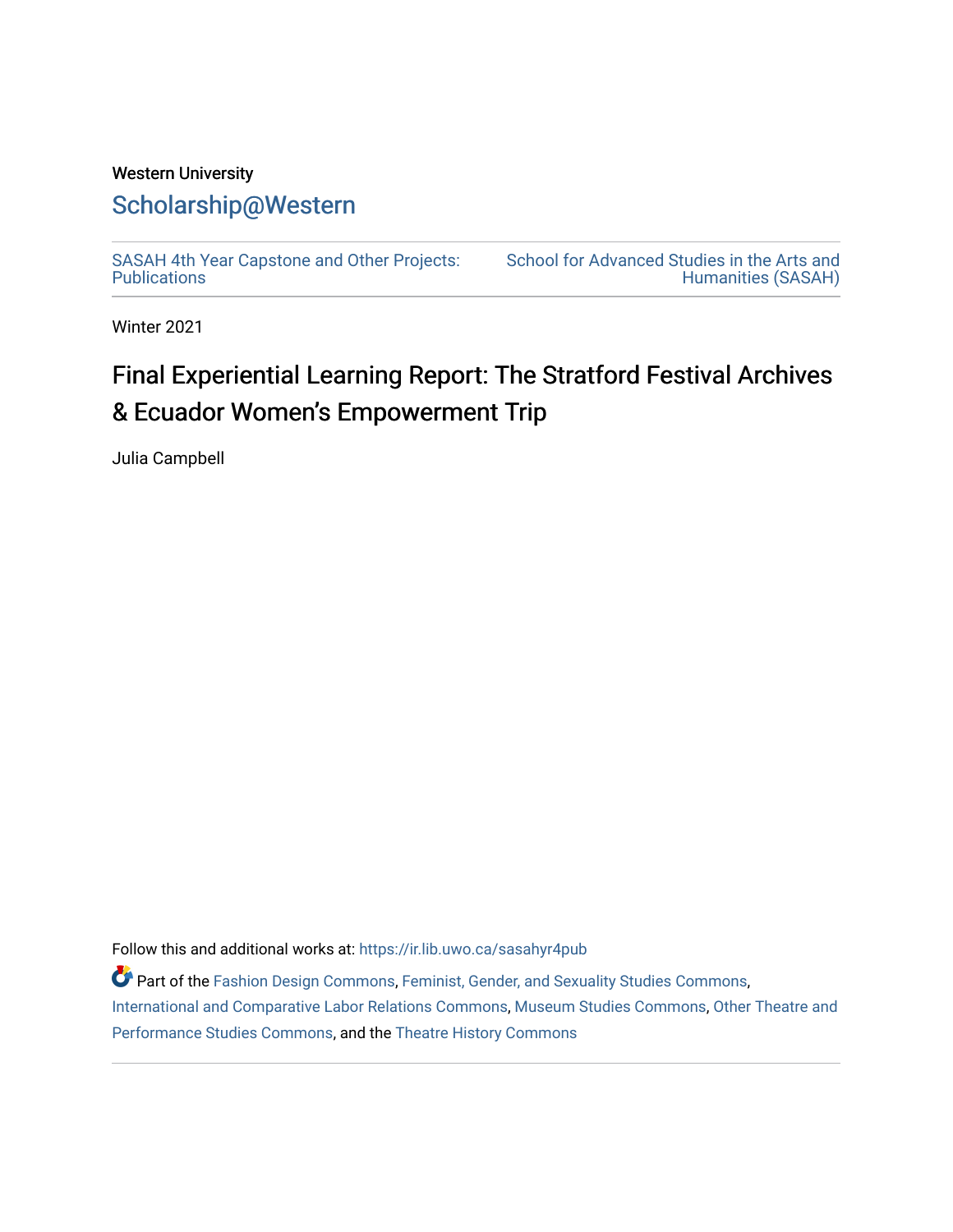Western University

# Scholarship@Western

SASAH 4th Year Capstone and Other Projects: Publications

School for Advanced Studies in the Arts and Humanities (SASAH)

Winter 2021

# Final Experiential Learning Report: The Stratford Festival Archives & Ecuador Women's Empowerment Trip

Julia Campbell

Follow this and additional works at: https://ir.lib.uwo.ca/sasahyr4pub

Part of the Fashion Design Commons, Feminist, Gender, and Sexuality Studies Commons, International and Comparative Labor Relations Commons, Museum Studies Commons, Other Theatre and Performance Studies Commons, and the Theatre History Commons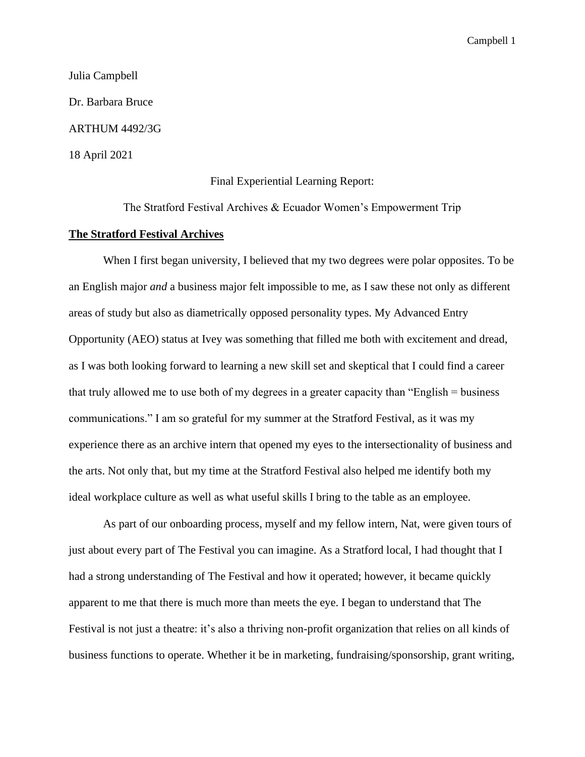Julia Campbell

Dr. Barbara Bruce

ARTHUM 4492/3G

18 April 2021

Final Experiential Learning Report:

The Stratford Festival Archives & Ecuador Women's Empowerment Trip

**The Stratford Festival Archives**

When I first began university, I believed that my two degrees were polar opposites. To be an English major *and* a business major felt impossible to me, as I saw these not only as different areas of study but also as diametrically opposed personality types. My Advanced Entry Opportunity (AEO) status at Ivey was something that filled me both with excitement and dread, as I was both looking forward to learning a new skill set and skeptical that I could find a career that truly allowed me to use both of my degrees in a greater capacity than "English = business communications." I am so grateful for my summer at the Stratford Festival, as it was my experience there as an archive intern that opened my eyes to the intersectionality of business and the arts. Not only that, but my time at the Stratford Festival also helped me identify both my ideal workplace culture as well as what useful skills I bring to the table as an employee.

As part of our onboarding process, myself and my fellow intern, Nat, were given tours of just about every part of The Festival you can imagine. As a Stratford local, I had thought that I had a strong understanding of The Festival and how it operated; however, it became quickly apparent to me that there is much more than meets the eye. I began to understand that The Festival is not just a theatre: it's also a thriving non-profit organization that relies on all kinds of business functions to operate. Whether it be in marketing, fundraising/sponsorship, grant writing,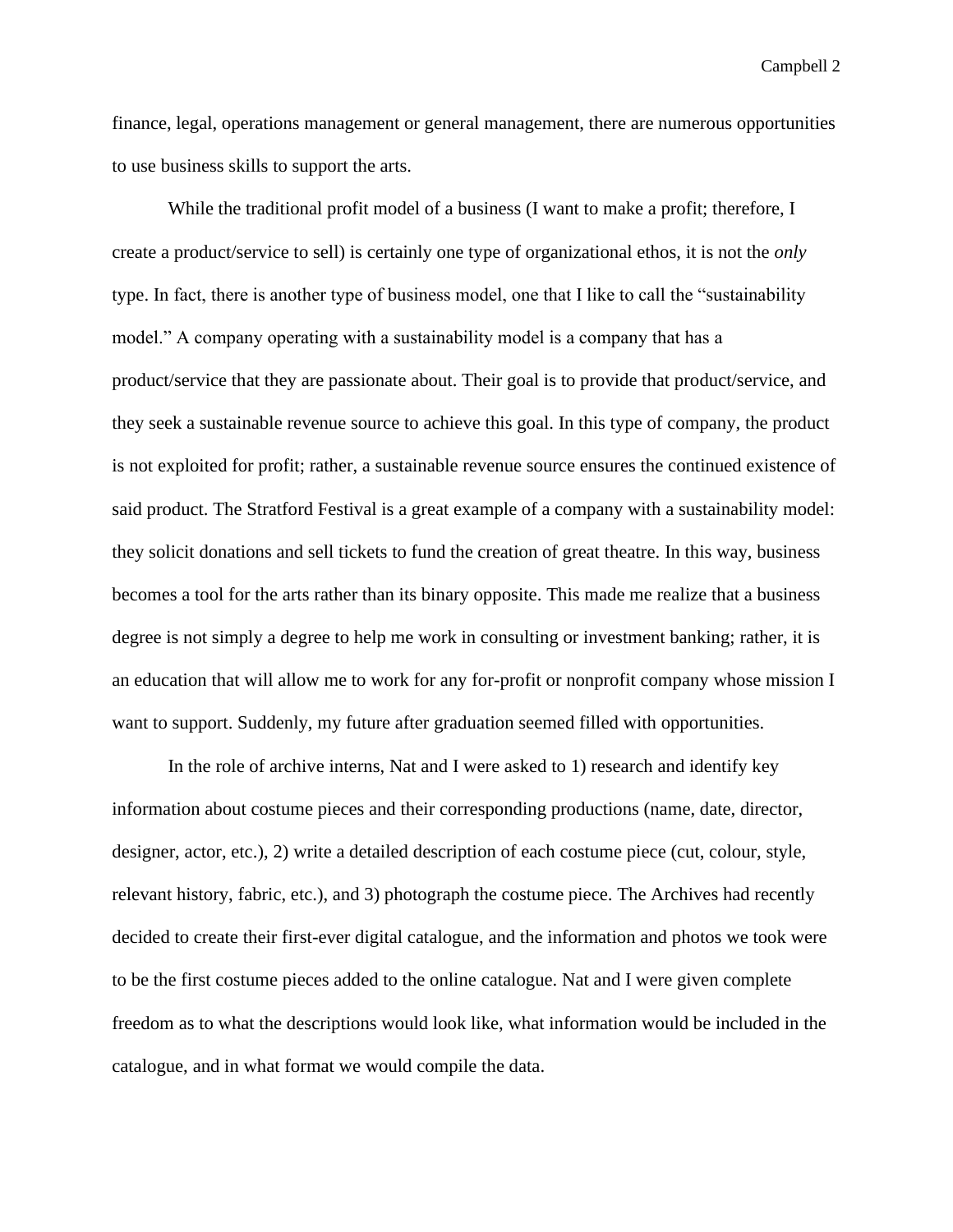finance, legal, operations management or general management, there are numerous opportunities to use business skills to support the arts.

While the traditional profit model of a business (I want to make a profit; therefore, I create a product/service to sell) is certainly one type of organizational ethos, it is not the *only* type. In fact, there is another type of business model, one that I like to call the "sustainability model." A company operating with a sustainability model is a company that has a product/service that they are passionate about. Their goal is to provide that product/service, and they seek a sustainable revenue source to achieve this goal. In this type of company, the product is not exploited for profit; rather, a sustainable revenue source ensures the continued existence of said product. The Stratford Festival is a great example of a company with a sustainability model: they solicit donations and sell tickets to fund the creation of great theatre. In this way, business becomes a tool for the arts rather than its binary opposite. This made me realize that a business degree is not simply a degree to help me work in consulting or investment banking; rather, it is an education that will allow me to work for any for-profit or nonprofit company whose mission I want to support. Suddenly, my future after graduation seemed filled with opportunities.

In the role of archive interns, Nat and I were asked to 1) research and identify key information about costume pieces and their corresponding productions (name, date, director, designer, actor, etc.), 2) write a detailed description of each costume piece (cut, colour, style, relevant history, fabric, etc.), and 3) photograph the costume piece. The Archives had recently decided to create their first-ever digital catalogue, and the information and photos we took were to be the first costume pieces added to the online catalogue. Nat and I were given complete freedom as to what the descriptions would look like, what information would be included in the catalogue, and in what format we would compile the data.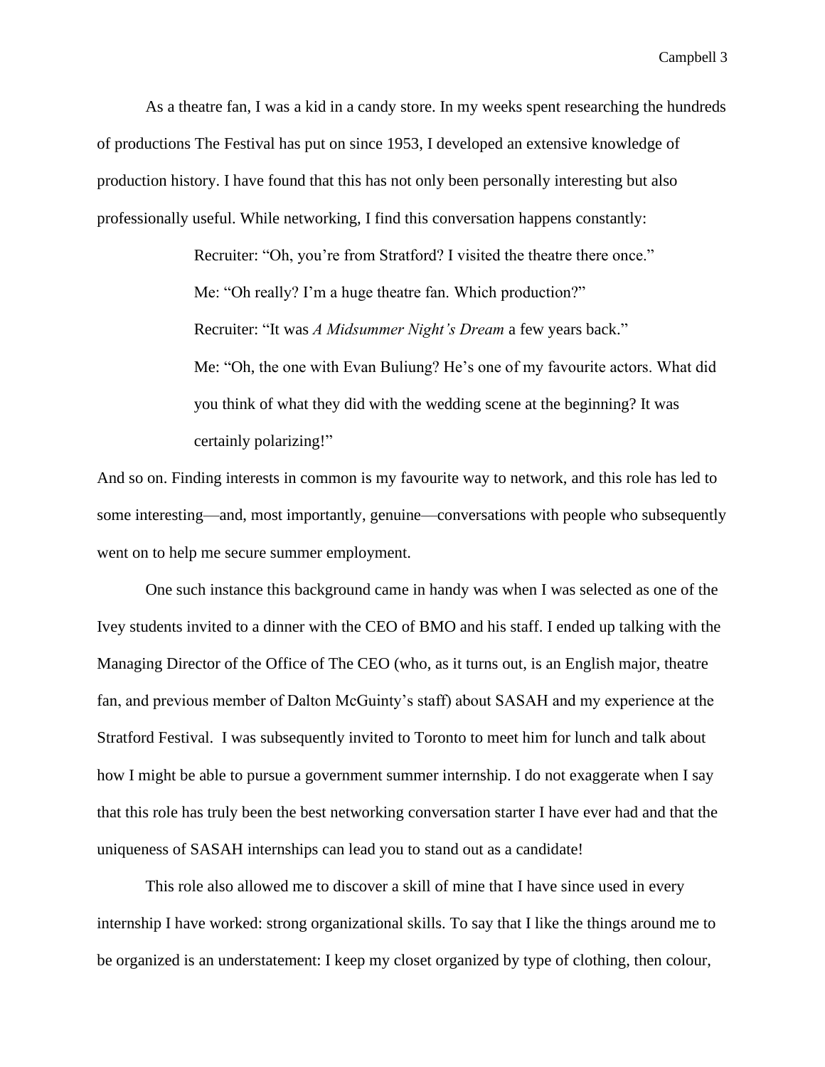As a theatre fan, I was a kid in a candy store. In my weeks spent researching the hundreds of productions The Festival has put on since 1953, I developed an extensive knowledge of production history. I have found that this has not only been personally interesting but also professionally useful. While networking, I find this conversation happens constantly:

> Recruiter: "Oh, you're from Stratford? I visited the theatre there once."
>
> Me: "Oh really? I'm a huge theatre fan. Which production?"
>
> Recruiter: "It was *A Midsummer Night's Dream* a few years back."
>
> Me: "Oh, the one with Evan Buliung? He's one of my favourite actors. What did you think of what they did with the wedding scene at the beginning? It was certainly polarizing!"

And so on. Finding interests in common is my favourite way to network, and this role has led to some interesting—and, most importantly, genuine—conversations with people who subsequently went on to help me secure summer employment.

One such instance this background came in handy was when I was selected as one of the Ivey students invited to a dinner with the CEO of BMO and his staff. I ended up talking with the Managing Director of the Office of The CEO (who, as it turns out, is an English major, theatre fan, and previous member of Dalton McGuinty's staff) about SASAH and my experience at the Stratford Festival. I was subsequently invited to Toronto to meet him for lunch and talk about how I might be able to pursue a government summer internship. I do not exaggerate when I say that this role has truly been the best networking conversation starter I have ever had and that the uniqueness of SASAH internships can lead you to stand out as a candidate!

This role also allowed me to discover a skill of mine that I have since used in every internship I have worked: strong organizational skills. To say that I like the things around me to be organized is an understatement: I keep my closet organized by type of clothing, then colour,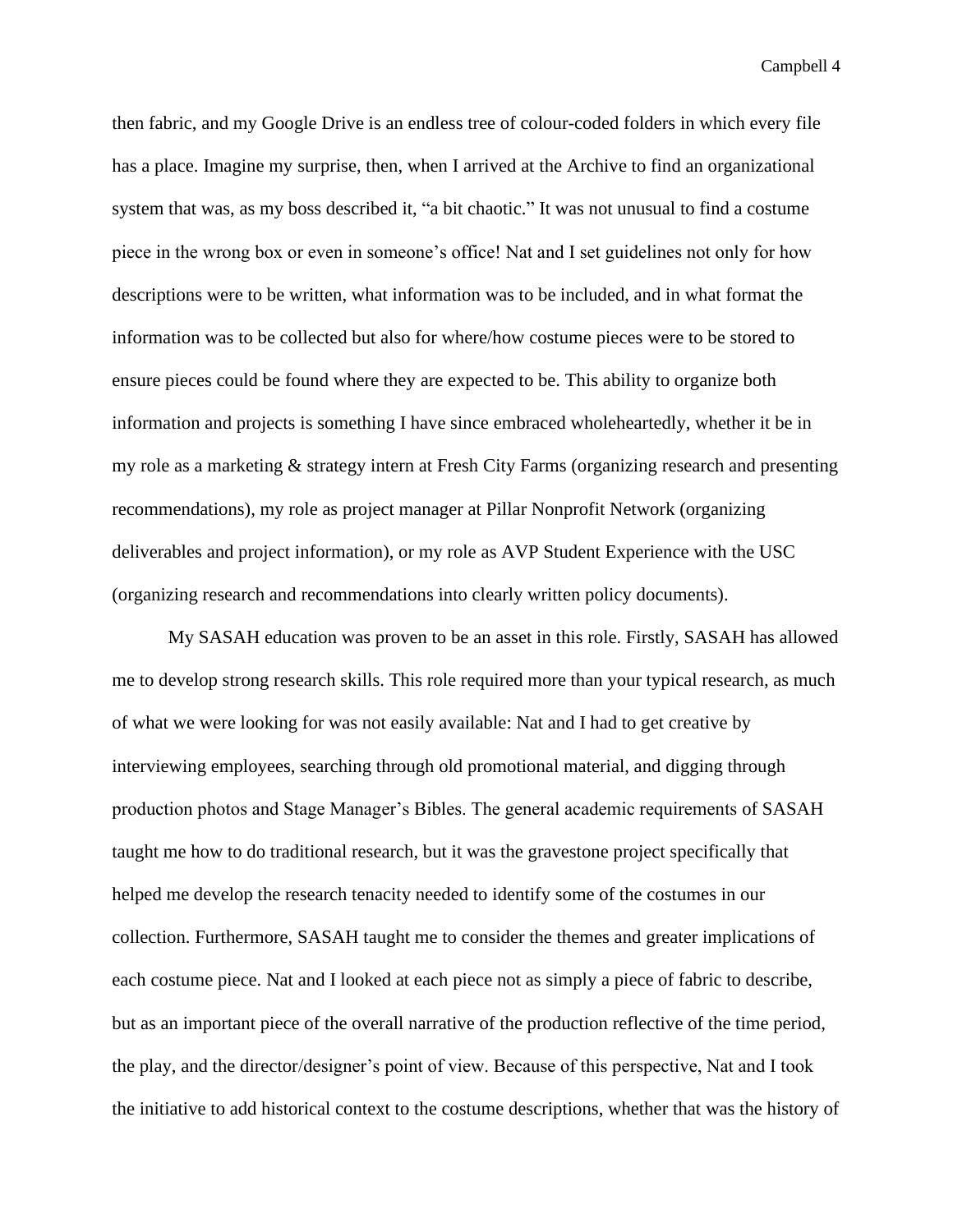then fabric, and my Google Drive is an endless tree of colour-coded folders in which every file has a place. Imagine my surprise, then, when I arrived at the Archive to find an organizational system that was, as my boss described it, "a bit chaotic." It was not unusual to find a costume piece in the wrong box or even in someone's office! Nat and I set guidelines not only for how descriptions were to be written, what information was to be included, and in what format the information was to be collected but also for where/how costume pieces were to be stored to ensure pieces could be found where they are expected to be. This ability to organize both information and projects is something I have since embraced wholeheartedly, whether it be in my role as a marketing & strategy intern at Fresh City Farms (organizing research and presenting recommendations), my role as project manager at Pillar Nonprofit Network (organizing deliverables and project information), or my role as AVP Student Experience with the USC (organizing research and recommendations into clearly written policy documents).

My SASAH education was proven to be an asset in this role. Firstly, SASAH has allowed me to develop strong research skills. This role required more than your typical research, as much of what we were looking for was not easily available: Nat and I had to get creative by interviewing employees, searching through old promotional material, and digging through production photos and Stage Manager's Bibles. The general academic requirements of SASAH taught me how to do traditional research, but it was the gravestone project specifically that helped me develop the research tenacity needed to identify some of the costumes in our collection. Furthermore, SASAH taught me to consider the themes and greater implications of each costume piece. Nat and I looked at each piece not as simply a piece of fabric to describe, but as an important piece of the overall narrative of the production reflective of the time period, the play, and the director/designer's point of view. Because of this perspective, Nat and I took the initiative to add historical context to the costume descriptions, whether that was the history of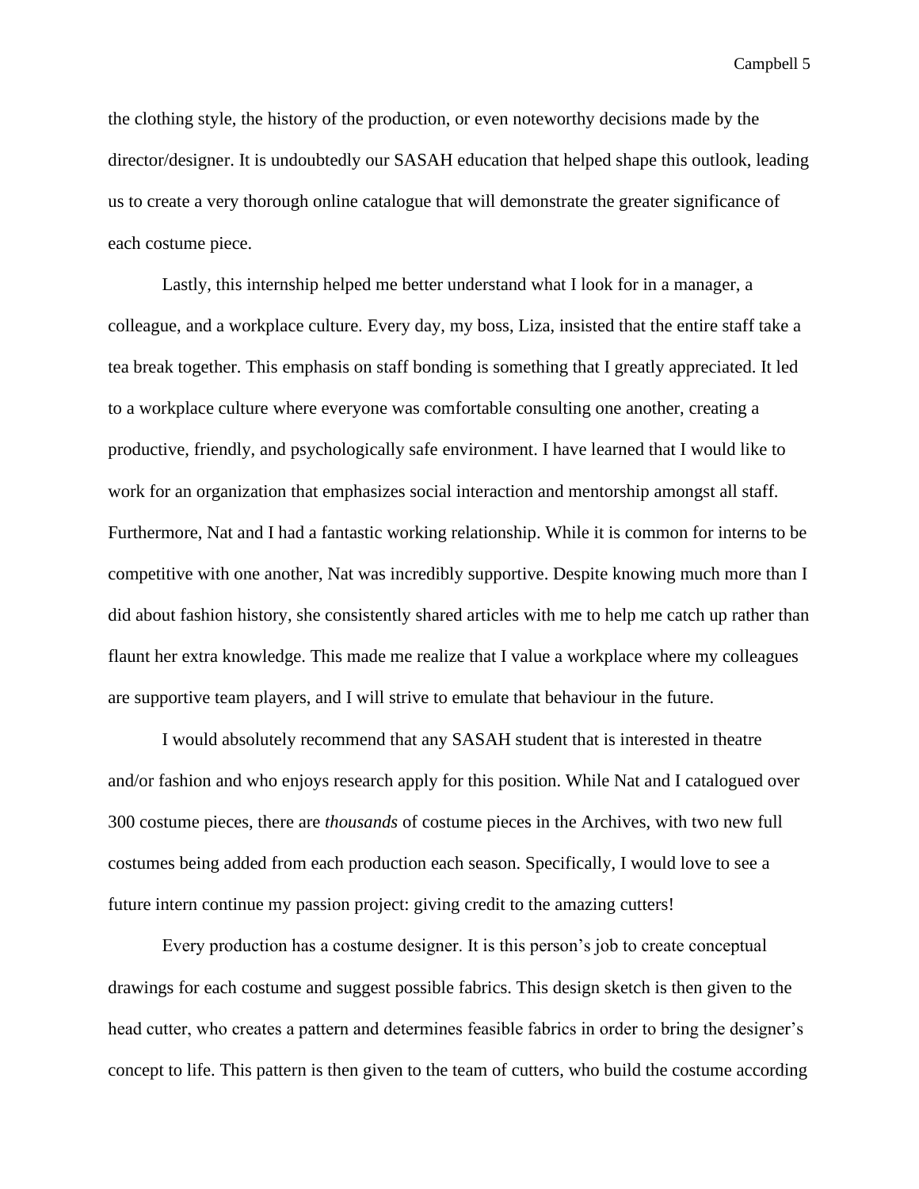the clothing style, the history of the production, or even noteworthy decisions made by the director/designer. It is undoubtedly our SASAH education that helped shape this outlook, leading us to create a very thorough online catalogue that will demonstrate the greater significance of each costume piece.

Lastly, this internship helped me better understand what I look for in a manager, a colleague, and a workplace culture. Every day, my boss, Liza, insisted that the entire staff take a tea break together. This emphasis on staff bonding is something that I greatly appreciated. It led to a workplace culture where everyone was comfortable consulting one another, creating a productive, friendly, and psychologically safe environment. I have learned that I would like to work for an organization that emphasizes social interaction and mentorship amongst all staff. Furthermore, Nat and I had a fantastic working relationship. While it is common for interns to be competitive with one another, Nat was incredibly supportive. Despite knowing much more than I did about fashion history, she consistently shared articles with me to help me catch up rather than flaunt her extra knowledge. This made me realize that I value a workplace where my colleagues are supportive team players, and I will strive to emulate that behaviour in the future.

I would absolutely recommend that any SASAH student that is interested in theatre and/or fashion and who enjoys research apply for this position. While Nat and I catalogued over 300 costume pieces, there are *thousands* of costume pieces in the Archives, with two new full costumes being added from each production each season. Specifically, I would love to see a future intern continue my passion project: giving credit to the amazing cutters!

Every production has a costume designer. It is this person's job to create conceptual drawings for each costume and suggest possible fabrics. This design sketch is then given to the head cutter, who creates a pattern and determines feasible fabrics in order to bring the designer's concept to life. This pattern is then given to the team of cutters, who build the costume according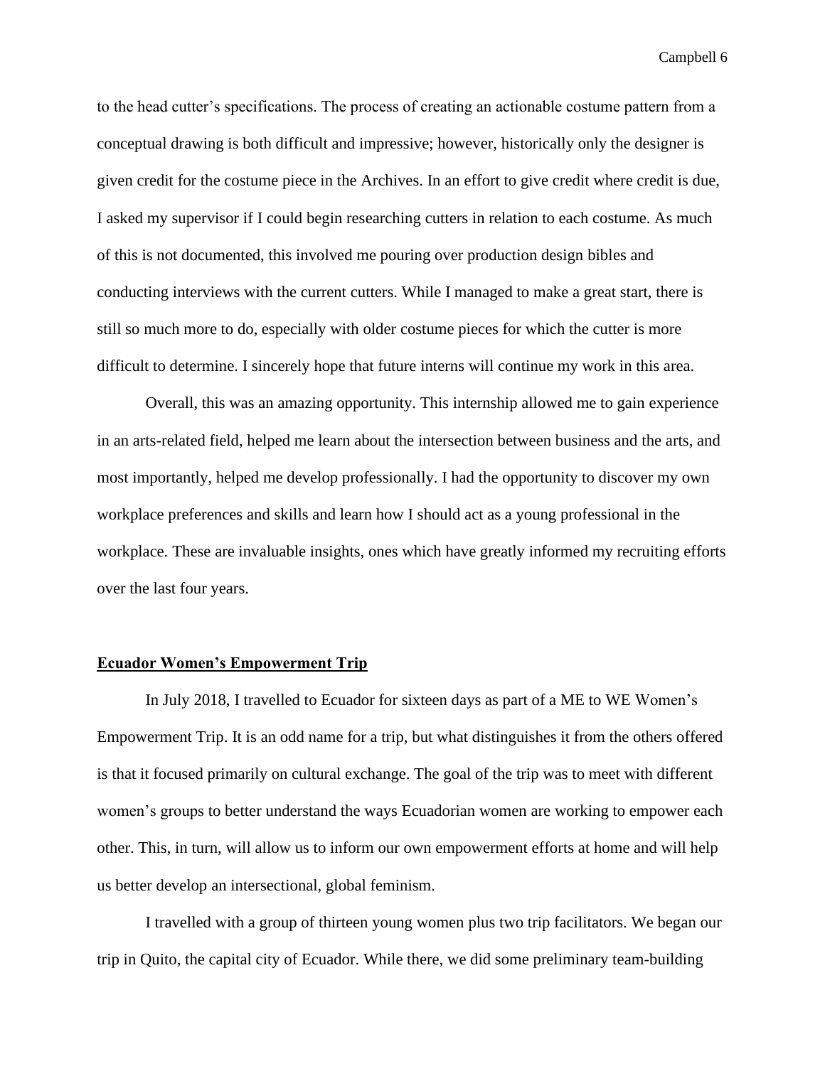to the head cutter's specifications. The process of creating an actionable costume pattern from a conceptual drawing is both difficult and impressive; however, historically only the designer is given credit for the costume piece in the Archives. In an effort to give credit where credit is due, I asked my supervisor if I could begin researching cutters in relation to each costume. As much of this is not documented, this involved me pouring over production design bibles and conducting interviews with the current cutters. While I managed to make a great start, there is still so much more to do, especially with older costume pieces for which the cutter is more difficult to determine. I sincerely hope that future interns will continue my work in this area.

Overall, this was an amazing opportunity. This internship allowed me to gain experience in an arts-related field, helped me learn about the intersection between business and the arts, and most importantly, helped me develop professionally. I had the opportunity to discover my own workplace preferences and skills and learn how I should act as a young professional in the workplace. These are invaluable insights, ones which have greatly informed my recruiting efforts over the last four years.

**Ecuador Women's Empowerment Trip**

In July 2018, I travelled to Ecuador for sixteen days as part of a ME to WE Women's Empowerment Trip. It is an odd name for a trip, but what distinguishes it from the others offered is that it focused primarily on cultural exchange. The goal of the trip was to meet with different women's groups to better understand the ways Ecuadorian women are working to empower each other. This, in turn, will allow us to inform our own empowerment efforts at home and will help us better develop an intersectional, global feminism.

I travelled with a group of thirteen young women plus two trip facilitators. We began our trip in Quito, the capital city of Ecuador. While there, we did some preliminary team-building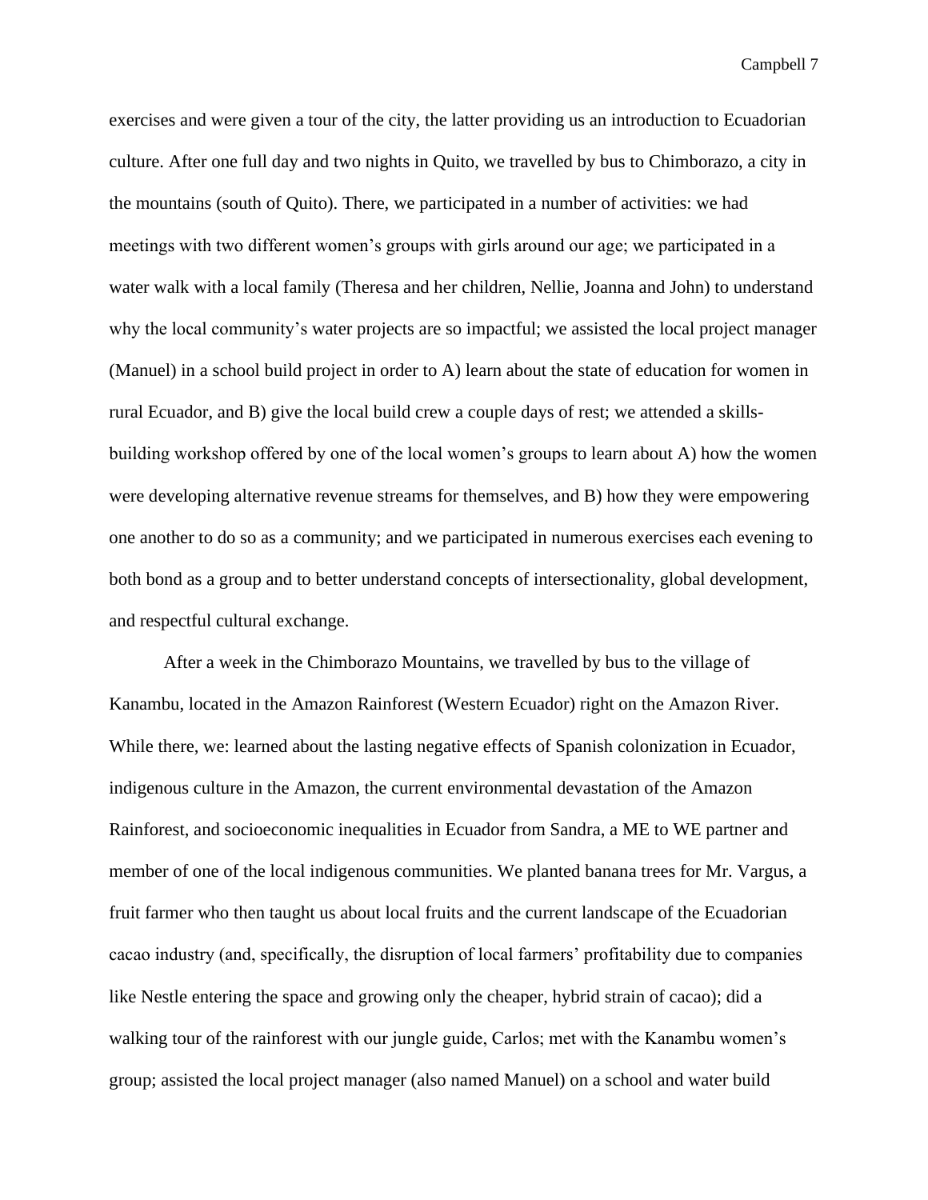exercises and were given a tour of the city, the latter providing us an introduction to Ecuadorian culture. After one full day and two nights in Quito, we travelled by bus to Chimborazo, a city in the mountains (south of Quito). There, we participated in a number of activities: we had meetings with two different women's groups with girls around our age; we participated in a water walk with a local family (Theresa and her children, Nellie, Joanna and John) to understand why the local community's water projects are so impactful; we assisted the local project manager (Manuel) in a school build project in order to A) learn about the state of education for women in rural Ecuador, and B) give the local build crew a couple days of rest; we attended a skills-building workshop offered by one of the local women's groups to learn about A) how the women were developing alternative revenue streams for themselves, and B) how they were empowering one another to do so as a community; and we participated in numerous exercises each evening to both bond as a group and to better understand concepts of intersectionality, global development, and respectful cultural exchange.

After a week in the Chimborazo Mountains, we travelled by bus to the village of Kanambu, located in the Amazon Rainforest (Western Ecuador) right on the Amazon River. While there, we: learned about the lasting negative effects of Spanish colonization in Ecuador, indigenous culture in the Amazon, the current environmental devastation of the Amazon Rainforest, and socioeconomic inequalities in Ecuador from Sandra, a ME to WE partner and member of one of the local indigenous communities. We planted banana trees for Mr. Vargus, a fruit farmer who then taught us about local fruits and the current landscape of the Ecuadorian cacao industry (and, specifically, the disruption of local farmers' profitability due to companies like Nestle entering the space and growing only the cheaper, hybrid strain of cacao); did a walking tour of the rainforest with our jungle guide, Carlos; met with the Kanambu women's group; assisted the local project manager (also named Manuel) on a school and water build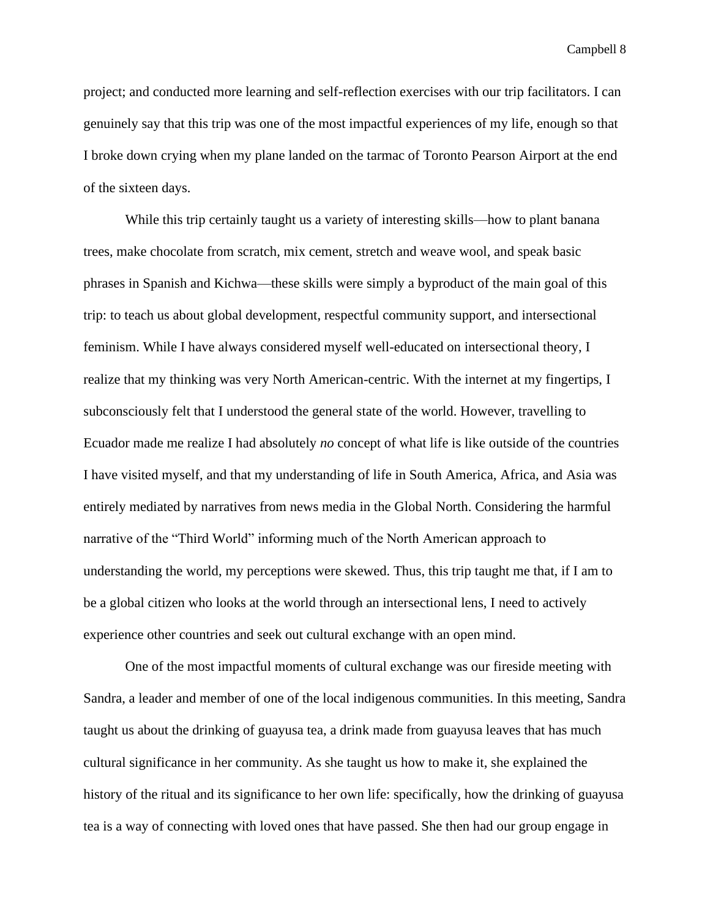project; and conducted more learning and self-reflection exercises with our trip facilitators. I can genuinely say that this trip was one of the most impactful experiences of my life, enough so that I broke down crying when my plane landed on the tarmac of Toronto Pearson Airport at the end of the sixteen days.

While this trip certainly taught us a variety of interesting skills—how to plant banana trees, make chocolate from scratch, mix cement, stretch and weave wool, and speak basic phrases in Spanish and Kichwa—these skills were simply a byproduct of the main goal of this trip: to teach us about global development, respectful community support, and intersectional feminism. While I have always considered myself well-educated on intersectional theory, I realize that my thinking was very North American-centric. With the internet at my fingertips, I subconsciously felt that I understood the general state of the world. However, travelling to Ecuador made me realize I had absolutely *no* concept of what life is like outside of the countries I have visited myself, and that my understanding of life in South America, Africa, and Asia was entirely mediated by narratives from news media in the Global North. Considering the harmful narrative of the "Third World" informing much of the North American approach to understanding the world, my perceptions were skewed. Thus, this trip taught me that, if I am to be a global citizen who looks at the world through an intersectional lens, I need to actively experience other countries and seek out cultural exchange with an open mind.

One of the most impactful moments of cultural exchange was our fireside meeting with Sandra, a leader and member of one of the local indigenous communities. In this meeting, Sandra taught us about the drinking of guayusa tea, a drink made from guayusa leaves that has much cultural significance in her community. As she taught us how to make it, she explained the history of the ritual and its significance to her own life: specifically, how the drinking of guayusa tea is a way of connecting with loved ones that have passed. She then had our group engage in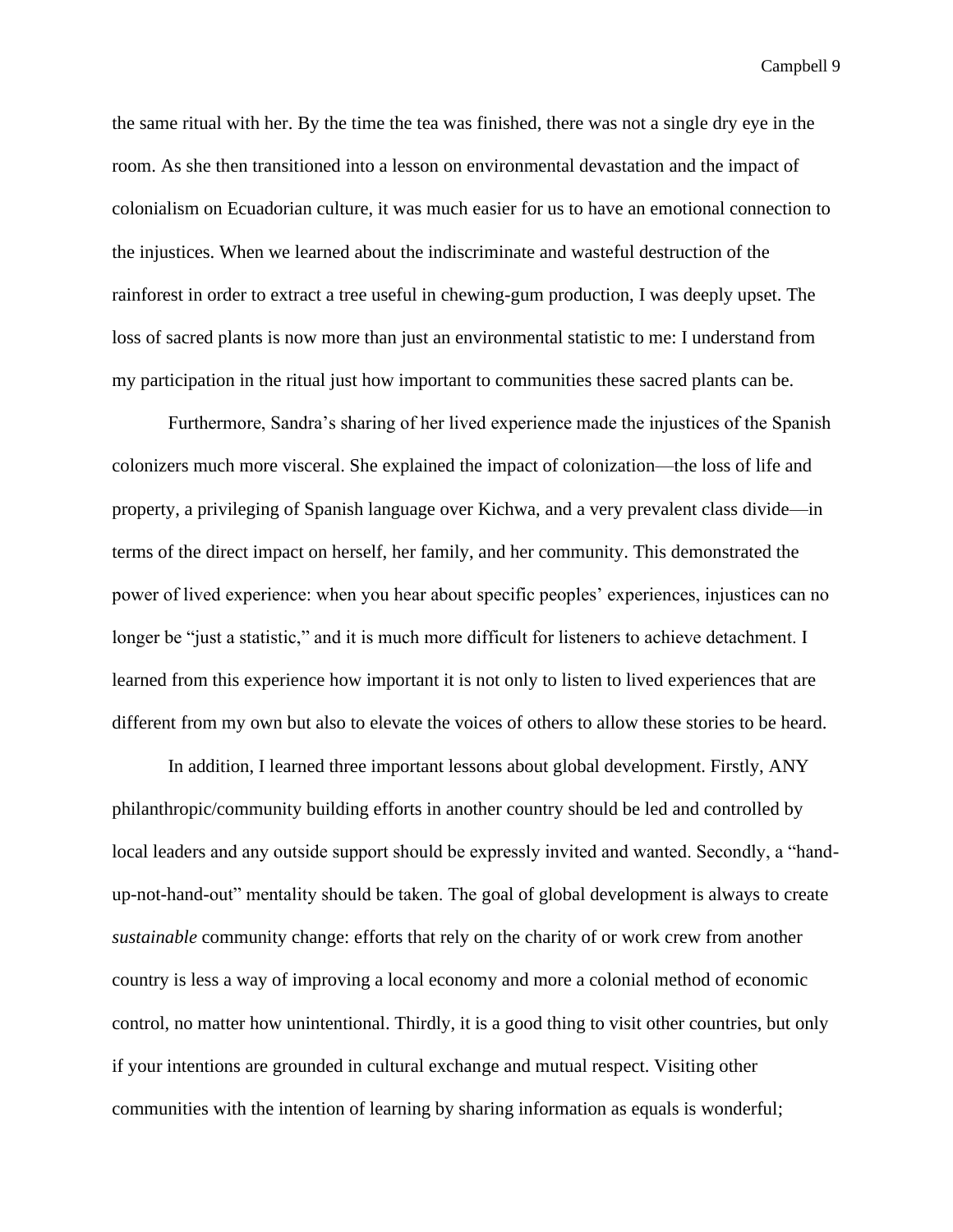the same ritual with her. By the time the tea was finished, there was not a single dry eye in the room. As she then transitioned into a lesson on environmental devastation and the impact of colonialism on Ecuadorian culture, it was much easier for us to have an emotional connection to the injustices. When we learned about the indiscriminate and wasteful destruction of the rainforest in order to extract a tree useful in chewing-gum production, I was deeply upset. The loss of sacred plants is now more than just an environmental statistic to me: I understand from my participation in the ritual just how important to communities these sacred plants can be.

Furthermore, Sandra's sharing of her lived experience made the injustices of the Spanish colonizers much more visceral. She explained the impact of colonization—the loss of life and property, a privileging of Spanish language over Kichwa, and a very prevalent class divide—in terms of the direct impact on herself, her family, and her community. This demonstrated the power of lived experience: when you hear about specific peoples' experiences, injustices can no longer be "just a statistic," and it is much more difficult for listeners to achieve detachment. I learned from this experience how important it is not only to listen to lived experiences that are different from my own but also to elevate the voices of others to allow these stories to be heard.

In addition, I learned three important lessons about global development. Firstly, ANY philanthropic/community building efforts in another country should be led and controlled by local leaders and any outside support should be expressly invited and wanted. Secondly, a "hand-up-not-hand-out" mentality should be taken. The goal of global development is always to create *sustainable* community change: efforts that rely on the charity of or work crew from another country is less a way of improving a local economy and more a colonial method of economic control, no matter how unintentional. Thirdly, it is a good thing to visit other countries, but only if your intentions are grounded in cultural exchange and mutual respect. Visiting other communities with the intention of learning by sharing information as equals is wonderful;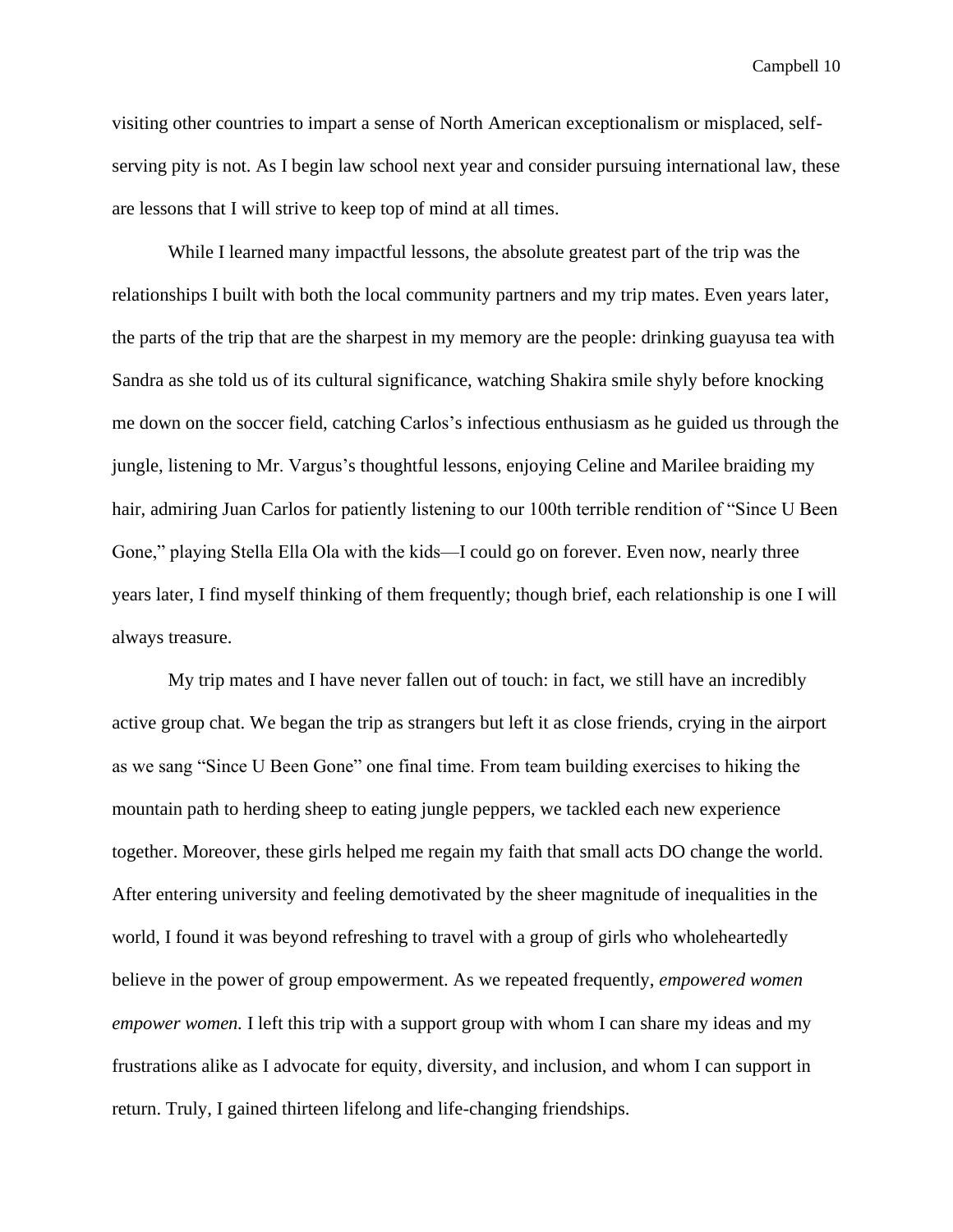visiting other countries to impart a sense of North American exceptionalism or misplaced, self-serving pity is not. As I begin law school next year and consider pursuing international law, these are lessons that I will strive to keep top of mind at all times.

While I learned many impactful lessons, the absolute greatest part of the trip was the relationships I built with both the local community partners and my trip mates. Even years later, the parts of the trip that are the sharpest in my memory are the people: drinking guayusa tea with Sandra as she told us of its cultural significance, watching Shakira smile shyly before knocking me down on the soccer field, catching Carlos's infectious enthusiasm as he guided us through the jungle, listening to Mr. Vargus's thoughtful lessons, enjoying Celine and Marilee braiding my hair, admiring Juan Carlos for patiently listening to our 100th terrible rendition of "Since U Been Gone," playing Stella Ella Ola with the kids—I could go on forever. Even now, nearly three years later, I find myself thinking of them frequently; though brief, each relationship is one I will always treasure.

My trip mates and I have never fallen out of touch: in fact, we still have an incredibly active group chat. We began the trip as strangers but left it as close friends, crying in the airport as we sang "Since U Been Gone" one final time. From team building exercises to hiking the mountain path to herding sheep to eating jungle peppers, we tackled each new experience together. Moreover, these girls helped me regain my faith that small acts DO change the world. After entering university and feeling demotivated by the sheer magnitude of inequalities in the world, I found it was beyond refreshing to travel with a group of girls who wholeheartedly believe in the power of group empowerment. As we repeated frequently, *empowered women empower women.* I left this trip with a support group with whom I can share my ideas and my frustrations alike as I advocate for equity, diversity, and inclusion, and whom I can support in return. Truly, I gained thirteen lifelong and life-changing friendships.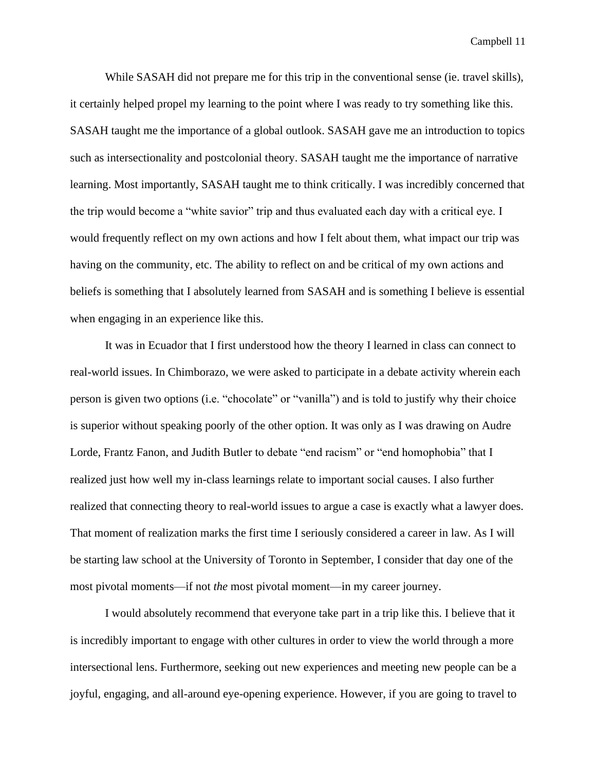While SASAH did not prepare me for this trip in the conventional sense (ie. travel skills), it certainly helped propel my learning to the point where I was ready to try something like this. SASAH taught me the importance of a global outlook. SASAH gave me an introduction to topics such as intersectionality and postcolonial theory. SASAH taught me the importance of narrative learning. Most importantly, SASAH taught me to think critically. I was incredibly concerned that the trip would become a "white savior" trip and thus evaluated each day with a critical eye. I would frequently reflect on my own actions and how I felt about them, what impact our trip was having on the community, etc. The ability to reflect on and be critical of my own actions and beliefs is something that I absolutely learned from SASAH and is something I believe is essential when engaging in an experience like this.

It was in Ecuador that I first understood how the theory I learned in class can connect to real-world issues. In Chimborazo, we were asked to participate in a debate activity wherein each person is given two options (i.e. "chocolate" or "vanilla") and is told to justify why their choice is superior without speaking poorly of the other option. It was only as I was drawing on Audre Lorde, Frantz Fanon, and Judith Butler to debate "end racism" or "end homophobia" that I realized just how well my in-class learnings relate to important social causes. I also further realized that connecting theory to real-world issues to argue a case is exactly what a lawyer does. That moment of realization marks the first time I seriously considered a career in law. As I will be starting law school at the University of Toronto in September, I consider that day one of the most pivotal moments—if not *the* most pivotal moment—in my career journey.

I would absolutely recommend that everyone take part in a trip like this. I believe that it is incredibly important to engage with other cultures in order to view the world through a more intersectional lens. Furthermore, seeking out new experiences and meeting new people can be a joyful, engaging, and all-around eye-opening experience. However, if you are going to travel to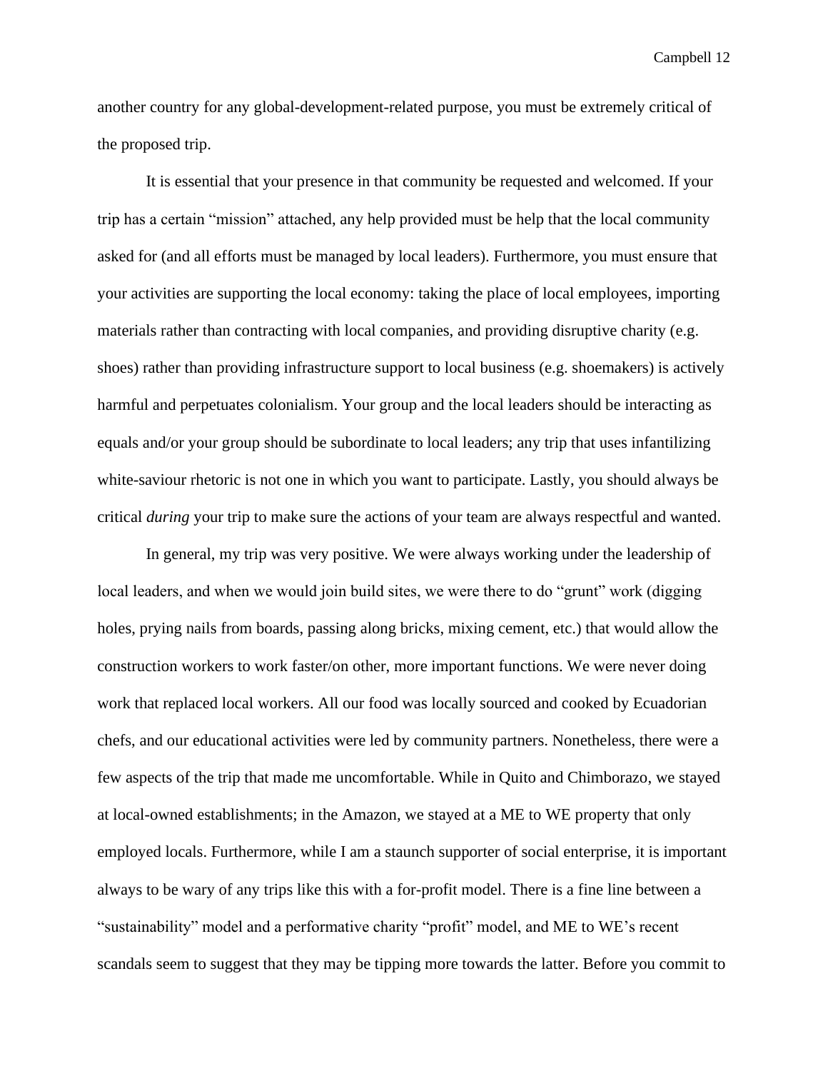another country for any global-development-related purpose, you must be extremely critical of the proposed trip.

It is essential that your presence in that community be requested and welcomed. If your trip has a certain "mission" attached, any help provided must be help that the local community asked for (and all efforts must be managed by local leaders). Furthermore, you must ensure that your activities are supporting the local economy: taking the place of local employees, importing materials rather than contracting with local companies, and providing disruptive charity (e.g. shoes) rather than providing infrastructure support to local business (e.g. shoemakers) is actively harmful and perpetuates colonialism. Your group and the local leaders should be interacting as equals and/or your group should be subordinate to local leaders; any trip that uses infantilizing white-saviour rhetoric is not one in which you want to participate. Lastly, you should always be critical *during* your trip to make sure the actions of your team are always respectful and wanted.

In general, my trip was very positive. We were always working under the leadership of local leaders, and when we would join build sites, we were there to do "grunt" work (digging holes, prying nails from boards, passing along bricks, mixing cement, etc.) that would allow the construction workers to work faster/on other, more important functions. We were never doing work that replaced local workers. All our food was locally sourced and cooked by Ecuadorian chefs, and our educational activities were led by community partners. Nonetheless, there were a few aspects of the trip that made me uncomfortable. While in Quito and Chimborazo, we stayed at local-owned establishments; in the Amazon, we stayed at a ME to WE property that only employed locals. Furthermore, while I am a staunch supporter of social enterprise, it is important always to be wary of any trips like this with a for-profit model. There is a fine line between a "sustainability" model and a performative charity "profit" model, and ME to WE's recent scandals seem to suggest that they may be tipping more towards the latter. Before you commit to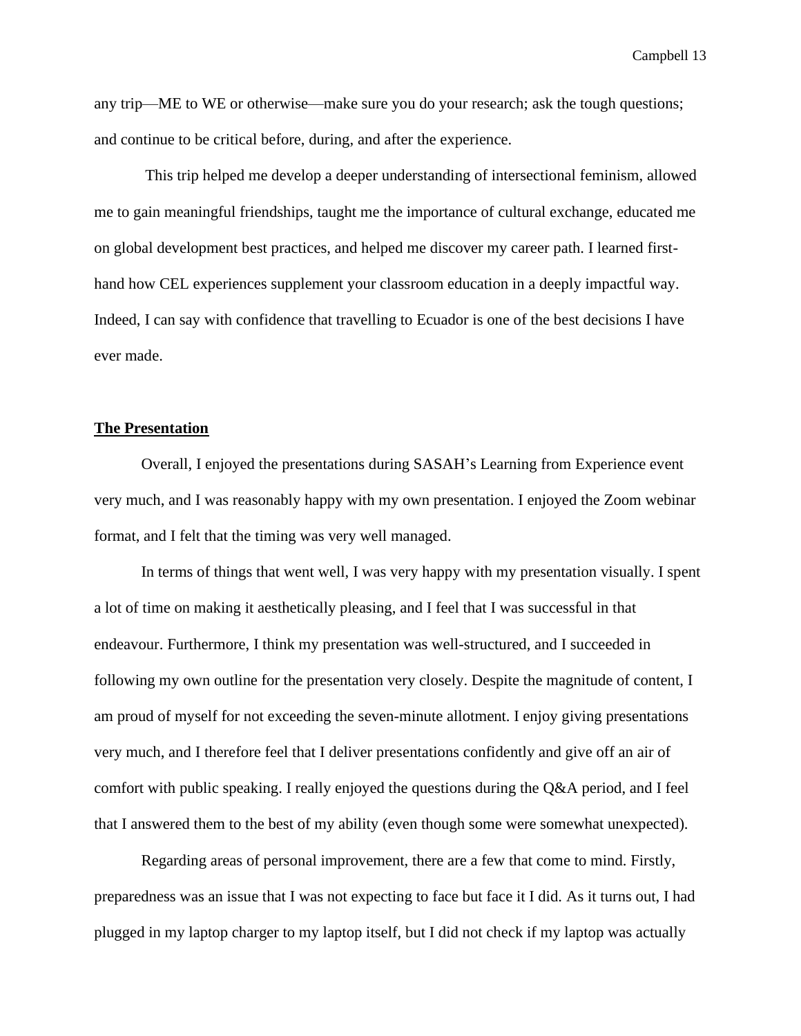any trip—ME to WE or otherwise—make sure you do your research; ask the tough questions; and continue to be critical before, during, and after the experience.

This trip helped me develop a deeper understanding of intersectional feminism, allowed me to gain meaningful friendships, taught me the importance of cultural exchange, educated me on global development best practices, and helped me discover my career path. I learned first-hand how CEL experiences supplement your classroom education in a deeply impactful way. Indeed, I can say with confidence that travelling to Ecuador is one of the best decisions I have ever made.

## **The Presentation**

Overall, I enjoyed the presentations during SASAH's Learning from Experience event very much, and I was reasonably happy with my own presentation. I enjoyed the Zoom webinar format, and I felt that the timing was very well managed.

In terms of things that went well, I was very happy with my presentation visually. I spent a lot of time on making it aesthetically pleasing, and I feel that I was successful in that endeavour. Furthermore, I think my presentation was well-structured, and I succeeded in following my own outline for the presentation very closely. Despite the magnitude of content, I am proud of myself for not exceeding the seven-minute allotment. I enjoy giving presentations very much, and I therefore feel that I deliver presentations confidently and give off an air of comfort with public speaking. I really enjoyed the questions during the Q&A period, and I feel that I answered them to the best of my ability (even though some were somewhat unexpected).

Regarding areas of personal improvement, there are a few that come to mind. Firstly, preparedness was an issue that I was not expecting to face but face it I did. As it turns out, I had plugged in my laptop charger to my laptop itself, but I did not check if my laptop was actually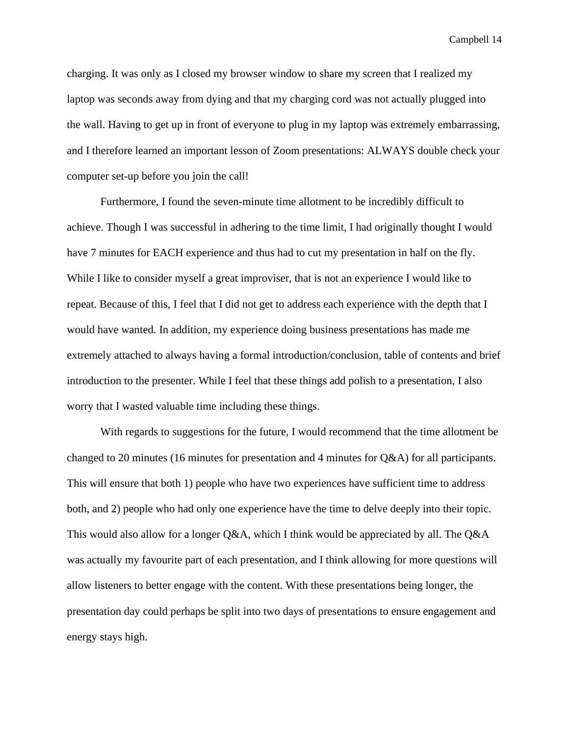charging. It was only as I closed my browser window to share my screen that I realized my laptop was seconds away from dying and that my charging cord was not actually plugged into the wall. Having to get up in front of everyone to plug in my laptop was extremely embarrassing, and I therefore learned an important lesson of Zoom presentations: ALWAYS double check your computer set-up before you join the call!

Furthermore, I found the seven-minute time allotment to be incredibly difficult to achieve. Though I was successful in adhering to the time limit, I had originally thought I would have 7 minutes for EACH experience and thus had to cut my presentation in half on the fly. While I like to consider myself a great improviser, that is not an experience I would like to repeat. Because of this, I feel that I did not get to address each experience with the depth that I would have wanted. In addition, my experience doing business presentations has made me extremely attached to always having a formal introduction/conclusion, table of contents and brief introduction to the presenter. While I feel that these things add polish to a presentation, I also worry that I wasted valuable time including these things.

With regards to suggestions for the future, I would recommend that the time allotment be changed to 20 minutes (16 minutes for presentation and 4 minutes for Q&A) for all participants. This will ensure that both 1) people who have two experiences have sufficient time to address both, and 2) people who had only one experience have the time to delve deeply into their topic. This would also allow for a longer Q&A, which I think would be appreciated by all. The Q&A was actually my favourite part of each presentation, and I think allowing for more questions will allow listeners to better engage with the content. With these presentations being longer, the presentation day could perhaps be split into two days of presentations to ensure engagement and energy stays high.